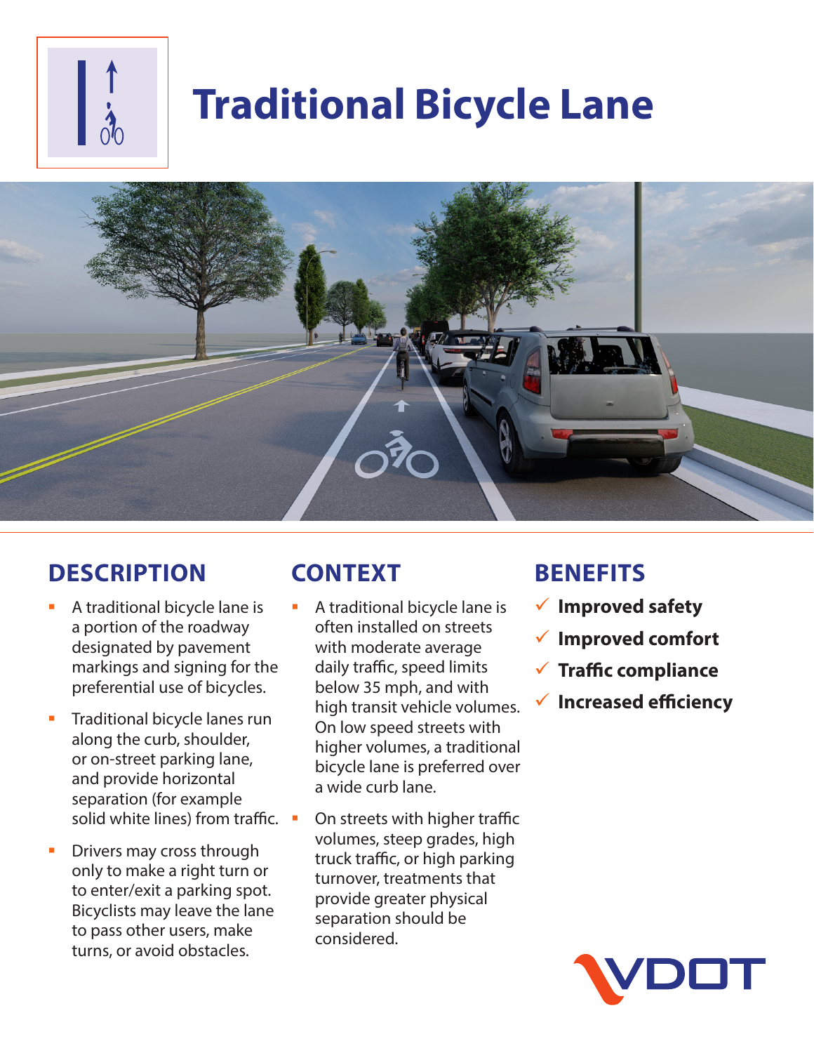# Traditional Bicycle Lane

## DESCRIPTION

- A traditional bicycle lane is a portion of the roadway designated by pavement markings and signing for the preferential use of bicycles.
- Traditional bicycle lanes run along the curb, shoulder, or on-street parking lane, and provide horizontal separation (for example solid white lines) from traffic.
- Drivers may cross through only to make a right turn or to enter/exit a parking spot. Bicyclists may leave the lane to pass other users, make turns, or avoid obstacles.

## CONTEXT

- A traditional bicycle lane is often installed on streets with moderate average daily traffic, speed limits below 35 mph, and with high transit vehicle volumes. On low speed streets with higher volumes, a traditional bicycle lane is preferred over a wide curb lane.
- On streets with higher traffic volumes, steep grades, high truck traffic, or high parking turnover, treatments that provide greater physical separation should be considered.

## BENEFITS

- ✓ **Improved safety**
- ✓ **Improved comfort**
- ✓ **Traffic compliance**
- ✓ **Increased efficiency**

VDOT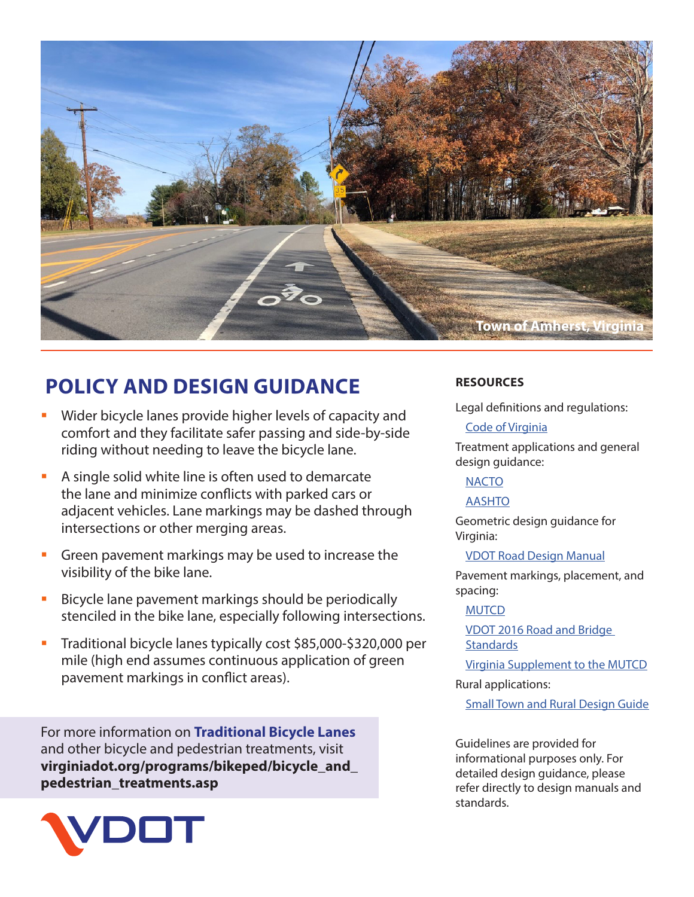Town of Amherst, Virginia

## POLICY AND DESIGN GUIDANCE

- Wider bicycle lanes provide higher levels of capacity and comfort and they facilitate safer passing and side-by-side riding without needing to leave the bicycle lane.
- A single solid white line is often used to demarcate the lane and minimize conflicts with parked cars or adjacent vehicles. Lane markings may be dashed through intersections or other merging areas.
- Green pavement markings may be used to increase the visibility of the bike lane.
- Bicycle lane pavement markings should be periodically stenciled in the bike lane, especially following intersections.
- Traditional bicycle lanes typically cost $85,000-$320,000 per mile (high end assumes continuous application of green pavement markings in conflict areas).

For more information on **Traditional Bicycle Lanes** and other bicycle and pedestrian treatments, visit **virginiadot.org/programs/bikeped/bicycle_and_pedestrian_treatments.asp**

### RESOURCES

Legal definitions and regulations:

- Code of Virginia

Treatment applications and general design guidance:

- NACTO
- AASHTO

Geometric design guidance for Virginia:

- VDOT Road Design Manual

Pavement markings, placement, and spacing:

- MUTCD
- VDOT 2016 Road and Bridge Standards
- Virginia Supplement to the MUTCD

Rural applications:

- Small Town and Rural Design Guide

Guidelines are provided for informational purposes only. For detailed design guidance, please refer directly to design manuals and standards.

VDOT